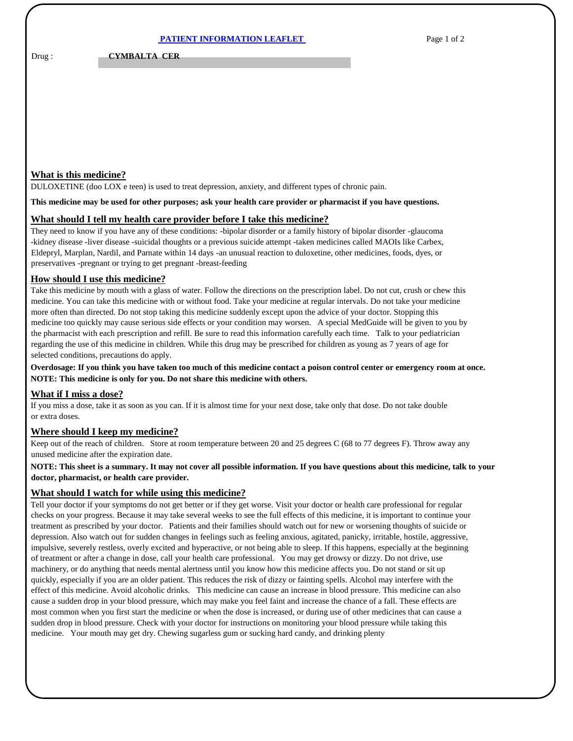# PATIENT INFORMATION LEAFLET

Drug : **CYMBALTA CER**

## What is this medicine?

DULOXETINE (doo LOX e teen) is used to treat depression, anxiety, and different types of chronic pain.

**This medicine may be used for other purposes; ask your health care provider or pharmacist if you have questions.**

## What should I tell my health care provider before I take this medicine?

They need to know if you have any of these conditions: -bipolar disorder or a family history of bipolar disorder -glaucoma -kidney disease -liver disease -suicidal thoughts or a previous suicide attempt -taken medicines called MAOIs like Carbex, Eldepryl, Marplan, Nardil, and Parnate within 14 days -an unusual reaction to duloxetine, other medicines, foods, dyes, or preservatives -pregnant or trying to get pregnant -breast-feeding

## How should I use this medicine?

Take this medicine by mouth with a glass of water. Follow the directions on the prescription label. Do not cut, crush or chew this medicine. You can take this medicine with or without food. Take your medicine at regular intervals. Do not take your medicine more often than directed. Do not stop taking this medicine suddenly except upon the advice of your doctor. Stopping this medicine too quickly may cause serious side effects or your condition may worsen. A special MedGuide will be given to you by the pharmacist with each prescription and refill. Be sure to read this information carefully each time. Talk to your pediatrician regarding the use of this medicine in children. While this drug may be prescribed for children as young as 7 years of age for selected conditions, precautions do apply.

**Overdosage: If you think you have taken too much of this medicine contact a poison control center or emergency room at once.**
**NOTE: This medicine is only for you. Do not share this medicine with others.**

## What if I miss a dose?

If you miss a dose, take it as soon as you can. If it is almost time for your next dose, take only that dose. Do not take double or extra doses.

## Where should I keep my medicine?

Keep out of the reach of children. Store at room temperature between 20 and 25 degrees C (68 to 77 degrees F). Throw away any unused medicine after the expiration date.

**NOTE: This sheet is a summary. It may not cover all possible information. If you have questions about this medicine, talk to your doctor, pharmacist, or health care provider.**

## What should I watch for while using this medicine?

Tell your doctor if your symptoms do not get better or if they get worse. Visit your doctor or health care professional for regular checks on your progress. Because it may take several weeks to see the full effects of this medicine, it is important to continue your treatment as prescribed by your doctor. Patients and their families should watch out for new or worsening thoughts of suicide or depression. Also watch out for sudden changes in feelings such as feeling anxious, agitated, panicky, irritable, hostile, aggressive, impulsive, severely restless, overly excited and hyperactive, or not being able to sleep. If this happens, especially at the beginning of treatment or after a change in dose, call your health care professional. You may get drowsy or dizzy. Do not drive, use machinery, or do anything that needs mental alertness until you know how this medicine affects you. Do not stand or sit up quickly, especially if you are an older patient. This reduces the risk of dizzy or fainting spells. Alcohol may interfere with the effect of this medicine. Avoid alcoholic drinks. This medicine can cause an increase in blood pressure. This medicine can also cause a sudden drop in your blood pressure, which may make you feel faint and increase the chance of a fall. These effects are most common when you first start the medicine or when the dose is increased, or during use of other medicines that can cause a sudden drop in blood pressure. Check with your doctor for instructions on monitoring your blood pressure while taking this medicine. Your mouth may get dry. Chewing sugarless gum or sucking hard candy, and drinking plenty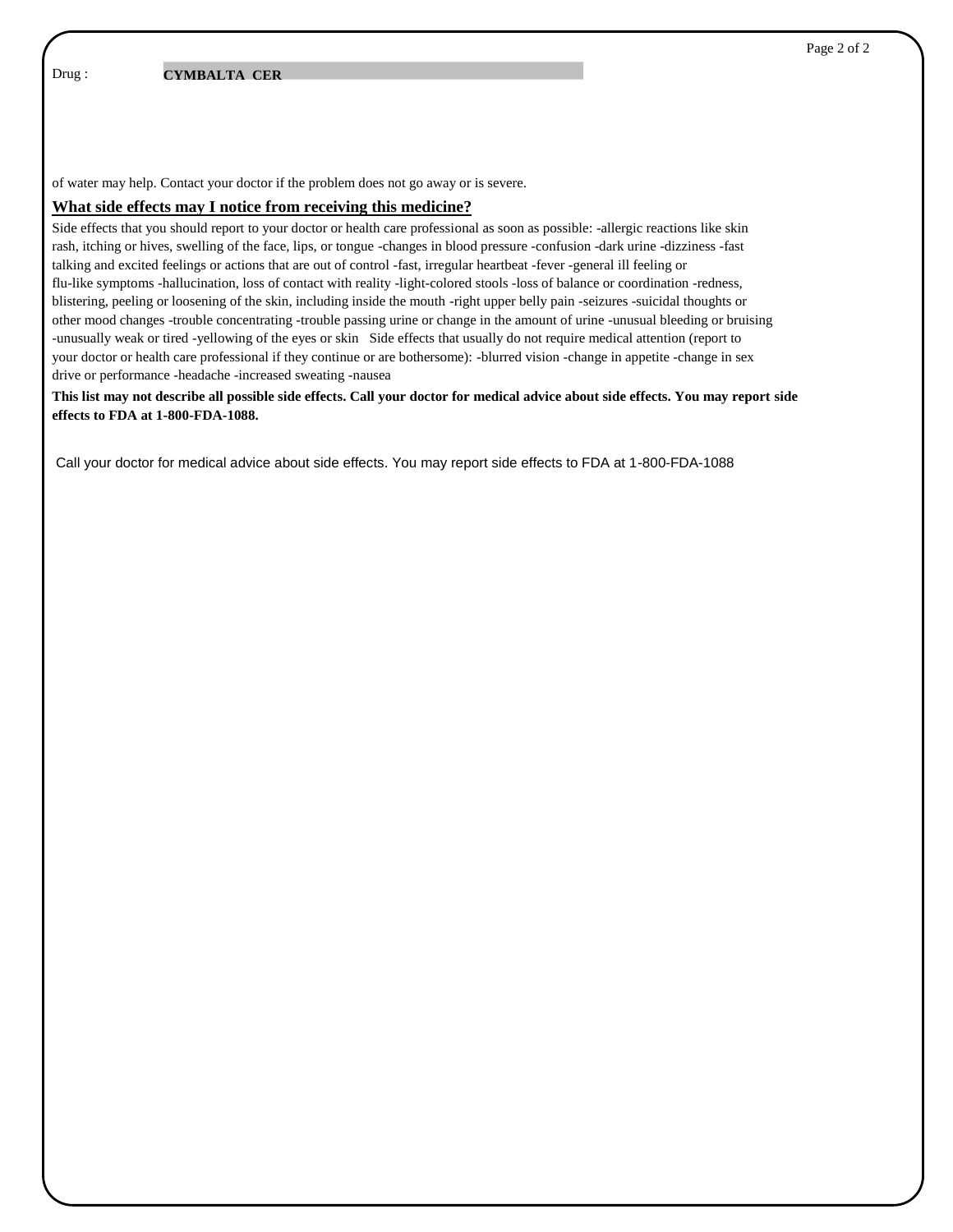Drug : **CYMBALTA CER**

of water may help. Contact your doctor if the problem does not go away or is severe.

## What side effects may I notice from receiving this medicine?

Side effects that you should report to your doctor or health care professional as soon as possible: -allergic reactions like skin rash, itching or hives, swelling of the face, lips, or tongue -changes in blood pressure -confusion -dark urine -dizziness -fast talking and excited feelings or actions that are out of control -fast, irregular heartbeat -fever -general ill feeling or flu-like symptoms -hallucination, loss of contact with reality -light-colored stools -loss of balance or coordination -redness, blistering, peeling or loosening of the skin, including inside the mouth -right upper belly pain -seizures -suicidal thoughts or other mood changes -trouble concentrating -trouble passing urine or change in the amount of urine -unusual bleeding or bruising -unusually weak or tired -yellowing of the eyes or skin Side effects that usually do not require medical attention (report to your doctor or health care professional if they continue or are bothersome): -blurred vision -change in appetite -change in sex drive or performance -headache -increased sweating -nausea

**This list may not describe all possible side effects. Call your doctor for medical advice about side effects. You may report side effects to FDA at 1-800-FDA-1088.**

Call your doctor for medical advice about side effects. You may report side effects to FDA at 1-800-FDA-1088